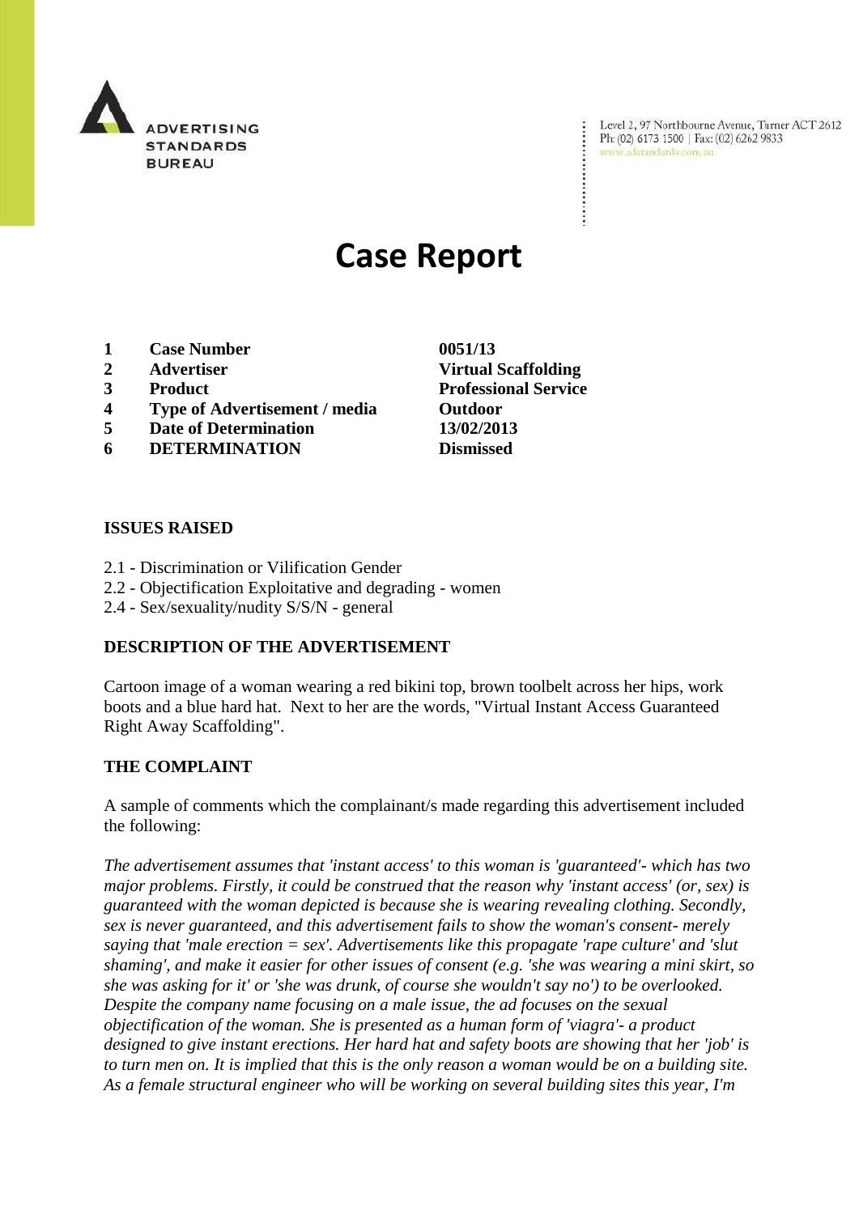# Case Report

| | | |
|---|---|---|
| 1 | **Case Number** | **0051/13** |
| 2 | **Advertiser** | **Virtual Scaffolding** |
| 3 | **Product** | **Professional Service** |
| 4 | **Type of Advertisement / media** | **Outdoor** |
| 5 | **Date of Determination** | **13/02/2013** |
| 6 | **DETERMINATION** | **Dismissed** |

**ISSUES RAISED**

2.1 - Discrimination or Vilification Gender
2.2 - Objectification Exploitative and degrading - women
2.4 - Sex/sexuality/nudity S/S/N - general

**DESCRIPTION OF THE ADVERTISEMENT**

Cartoon image of a woman wearing a red bikini top, brown toolbelt across her hips, work boots and a blue hard hat. Next to her are the words, "Virtual Instant Access Guaranteed Right Away Scaffolding".

**THE COMPLAINT**

A sample of comments which the complainant/s made regarding this advertisement included the following:

*The advertisement assumes that 'instant access' to this woman is 'guaranteed'- which has two major problems. Firstly, it could be construed that the reason why 'instant access' (or, sex) is guaranteed with the woman depicted is because she is wearing revealing clothing. Secondly, sex is never guaranteed, and this advertisement fails to show the woman's consent- merely saying that 'male erection = sex'. Advertisements like this propagate 'rape culture' and 'slut shaming', and make it easier for other issues of consent (e.g. 'she was wearing a mini skirt, so she was asking for it' or 'she was drunk, of course she wouldn't say no') to be overlooked. Despite the company name focusing on a male issue, the ad focuses on the sexual objectification of the woman. She is presented as a human form of 'viagra'- a product designed to give instant erections. Her hard hat and safety boots are showing that her 'job' is to turn men on. It is implied that this is the only reason a woman would be on a building site. As a female structural engineer who will be working on several building sites this year, I'm*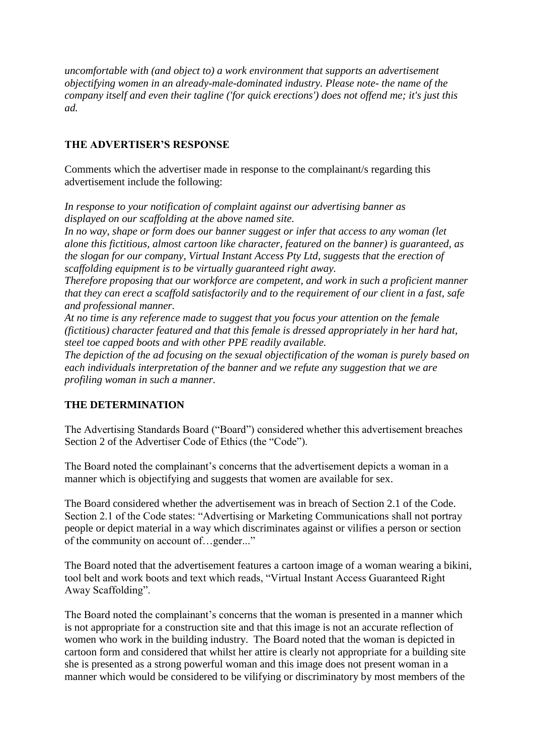*uncomfortable with (and object to) a work environment that supports an advertisement objectifying women in an already-male-dominated industry. Please note- the name of the company itself and even their tagline ('for quick erections') does not offend me; it's just this ad.*

## THE ADVERTISER'S RESPONSE

Comments which the advertiser made in response to the complainant/s regarding this advertisement include the following:

*In response to your notification of complaint against our advertising banner as displayed on our scaffolding at the above named site.*

*In no way, shape or form does our banner suggest or infer that access to any woman (let alone this fictitious, almost cartoon like character, featured on the banner) is guaranteed, as the slogan for our company, Virtual Instant Access Pty Ltd, suggests that the erection of scaffolding equipment is to be virtually guaranteed right away.*

*Therefore proposing that our workforce are competent, and work in such a proficient manner that they can erect a scaffold satisfactorily and to the requirement of our client in a fast, safe and professional manner.*

*At no time is any reference made to suggest that you focus your attention on the female (fictitious) character featured and that this female is dressed appropriately in her hard hat, steel toe capped boots and with other PPE readily available.*

*The depiction of the ad focusing on the sexual objectification of the woman is purely based on each individuals interpretation of the banner and we refute any suggestion that we are profiling woman in such a manner.*

## THE DETERMINATION

The Advertising Standards Board ("Board") considered whether this advertisement breaches Section 2 of the Advertiser Code of Ethics (the "Code").

The Board noted the complainant's concerns that the advertisement depicts a woman in a manner which is objectifying and suggests that women are available for sex.

The Board considered whether the advertisement was in breach of Section 2.1 of the Code. Section 2.1 of the Code states: "Advertising or Marketing Communications shall not portray people or depict material in a way which discriminates against or vilifies a person or section of the community on account of…gender..."

The Board noted that the advertisement features a cartoon image of a woman wearing a bikini, tool belt and work boots and text which reads, "Virtual Instant Access Guaranteed Right Away Scaffolding".

The Board noted the complainant's concerns that the woman is presented in a manner which is not appropriate for a construction site and that this image is not an accurate reflection of women who work in the building industry. The Board noted that the woman is depicted in cartoon form and considered that whilst her attire is clearly not appropriate for a building site she is presented as a strong powerful woman and this image does not present woman in a manner which would be considered to be vilifying or discriminatory by most members of the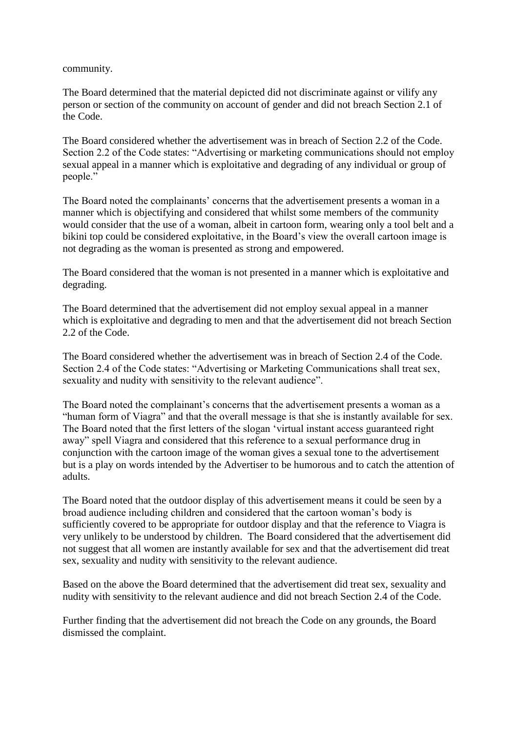community.

The Board determined that the material depicted did not discriminate against or vilify any person or section of the community on account of gender and did not breach Section 2.1 of the Code.

The Board considered whether the advertisement was in breach of Section 2.2 of the Code. Section 2.2 of the Code states: "Advertising or marketing communications should not employ sexual appeal in a manner which is exploitative and degrading of any individual or group of people."

The Board noted the complainants' concerns that the advertisement presents a woman in a manner which is objectifying and considered that whilst some members of the community would consider that the use of a woman, albeit in cartoon form, wearing only a tool belt and a bikini top could be considered exploitative, in the Board's view the overall cartoon image is not degrading as the woman is presented as strong and empowered.

The Board considered that the woman is not presented in a manner which is exploitative and degrading.

The Board determined that the advertisement did not employ sexual appeal in a manner which is exploitative and degrading to men and that the advertisement did not breach Section 2.2 of the Code.

The Board considered whether the advertisement was in breach of Section 2.4 of the Code. Section 2.4 of the Code states: "Advertising or Marketing Communications shall treat sex, sexuality and nudity with sensitivity to the relevant audience".

The Board noted the complainant's concerns that the advertisement presents a woman as a "human form of Viagra" and that the overall message is that she is instantly available for sex. The Board noted that the first letters of the slogan 'virtual instant access guaranteed right away" spell Viagra and considered that this reference to a sexual performance drug in conjunction with the cartoon image of the woman gives a sexual tone to the advertisement but is a play on words intended by the Advertiser to be humorous and to catch the attention of adults.

The Board noted that the outdoor display of this advertisement means it could be seen by a broad audience including children and considered that the cartoon woman's body is sufficiently covered to be appropriate for outdoor display and that the reference to Viagra is very unlikely to be understood by children. The Board considered that the advertisement did not suggest that all women are instantly available for sex and that the advertisement did treat sex, sexuality and nudity with sensitivity to the relevant audience.

Based on the above the Board determined that the advertisement did treat sex, sexuality and nudity with sensitivity to the relevant audience and did not breach Section 2.4 of the Code.

Further finding that the advertisement did not breach the Code on any grounds, the Board dismissed the complaint.